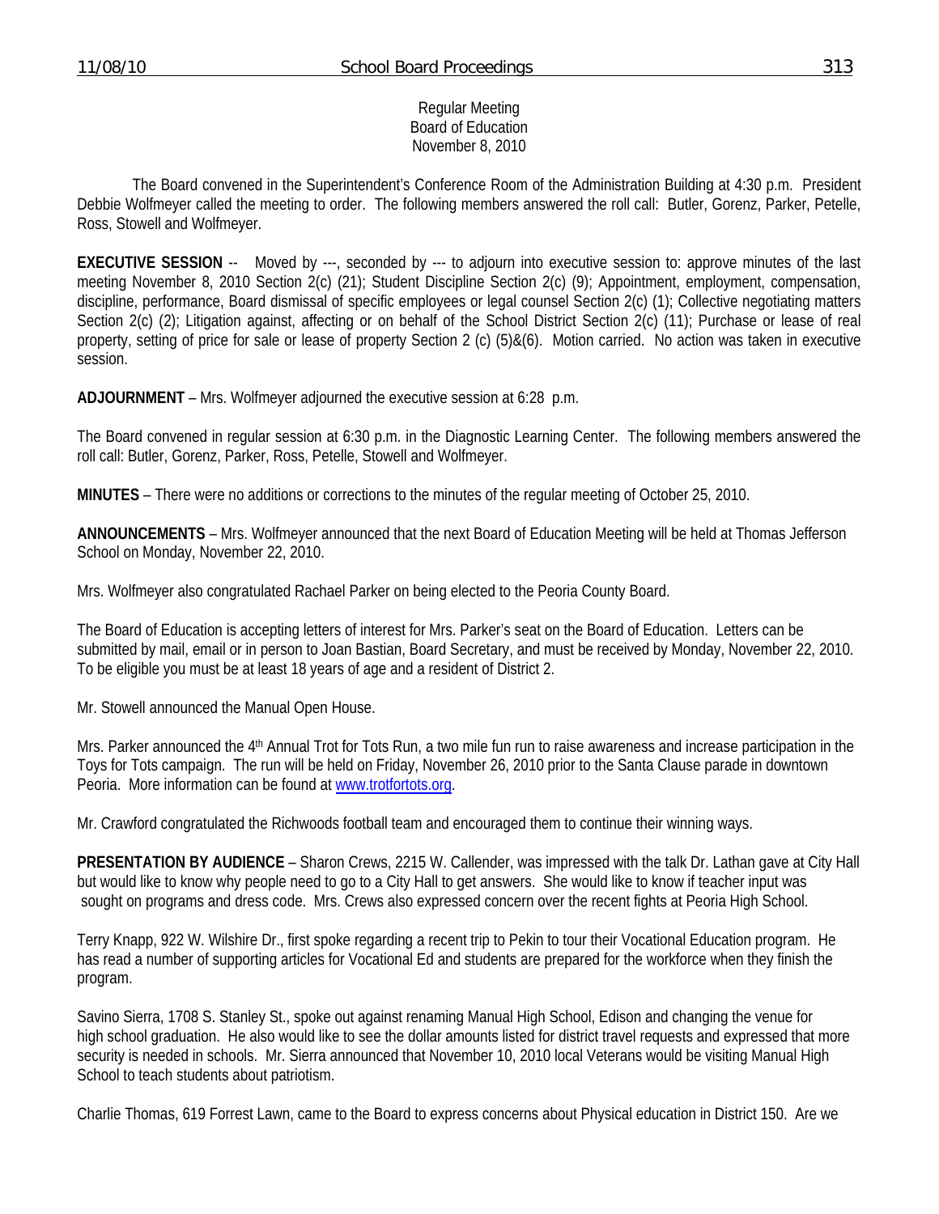Regular Meeting
Board of Education
November 8, 2010

The Board convened in the Superintendent's Conference Room of the Administration Building at 4:30 p.m. President Debbie Wolfmeyer called the meeting to order. The following members answered the roll call: Butler, Gorenz, Parker, Petelle, Ross, Stowell and Wolfmeyer.

**EXECUTIVE SESSION** -- Moved by ---, seconded by --- to adjourn into executive session to: approve minutes of the last meeting November 8, 2010 Section 2(c) (21); Student Discipline Section 2(c) (9); Appointment, employment, compensation, discipline, performance, Board dismissal of specific employees or legal counsel Section 2(c) (1); Collective negotiating matters Section 2(c) (2); Litigation against, affecting or on behalf of the School District Section 2(c) (11); Purchase or lease of real property, setting of price for sale or lease of property Section 2 (c) (5)&(6). Motion carried. No action was taken in executive session.

**ADJOURNMENT** – Mrs. Wolfmeyer adjourned the executive session at 6:28 p.m.

The Board convened in regular session at 6:30 p.m. in the Diagnostic Learning Center. The following members answered the roll call: Butler, Gorenz, Parker, Ross, Petelle, Stowell and Wolfmeyer.

**MINUTES** – There were no additions or corrections to the minutes of the regular meeting of October 25, 2010.

**ANNOUNCEMENTS** – Mrs. Wolfmeyer announced that the next Board of Education Meeting will be held at Thomas Jefferson School on Monday, November 22, 2010.

Mrs. Wolfmeyer also congratulated Rachael Parker on being elected to the Peoria County Board.

The Board of Education is accepting letters of interest for Mrs. Parker's seat on the Board of Education. Letters can be submitted by mail, email or in person to Joan Bastian, Board Secretary, and must be received by Monday, November 22, 2010. To be eligible you must be at least 18 years of age and a resident of District 2.

Mr. Stowell announced the Manual Open House.

Mrs. Parker announced the 4th Annual Trot for Tots Run, a two mile fun run to raise awareness and increase participation in the Toys for Tots campaign. The run will be held on Friday, November 26, 2010 prior to the Santa Clause parade in downtown Peoria. More information can be found at www.trotfortots.org.

Mr. Crawford congratulated the Richwoods football team and encouraged them to continue their winning ways.

**PRESENTATION BY AUDIENCE** – Sharon Crews, 2215 W. Callender, was impressed with the talk Dr. Lathan gave at City Hall but would like to know why people need to go to a City Hall to get answers. She would like to know if teacher input was sought on programs and dress code. Mrs. Crews also expressed concern over the recent fights at Peoria High School.

Terry Knapp, 922 W. Wilshire Dr., first spoke regarding a recent trip to Pekin to tour their Vocational Education program. He has read a number of supporting articles for Vocational Ed and students are prepared for the workforce when they finish the program.

Savino Sierra, 1708 S. Stanley St., spoke out against renaming Manual High School, Edison and changing the venue for high school graduation. He also would like to see the dollar amounts listed for district travel requests and expressed that more security is needed in schools. Mr. Sierra announced that November 10, 2010 local Veterans would be visiting Manual High School to teach students about patriotism.

Charlie Thomas, 619 Forrest Lawn, came to the Board to express concerns about Physical education in District 150. Are we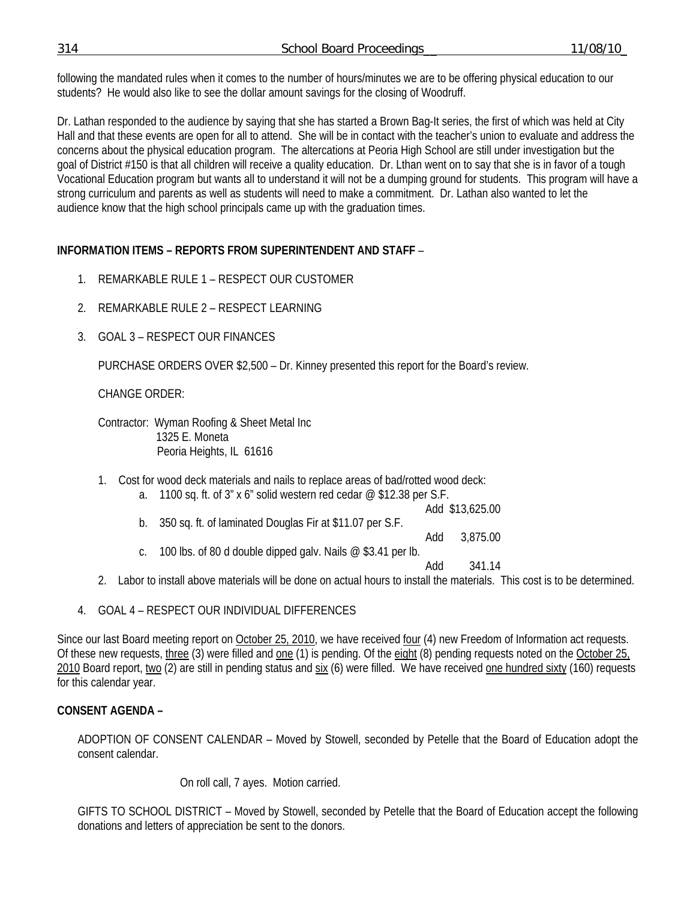following the mandated rules when it comes to the number of hours/minutes we are to be offering physical education to our students? He would also like to see the dollar amount savings for the closing of Woodruff.

Dr. Lathan responded to the audience by saying that she has started a Brown Bag-It series, the first of which was held at City Hall and that these events are open for all to attend. She will be in contact with the teacher's union to evaluate and address the concerns about the physical education program. The altercations at Peoria High School are still under investigation but the goal of District #150 is that all children will receive a quality education. Dr. Lthan went on to say that she is in favor of a tough Vocational Education program but wants all to understand it will not be a dumping ground for students. This program will have a strong curriculum and parents as well as students will need to make a commitment. Dr. Lathan also wanted to let the audience know that the high school principals came up with the graduation times.

**INFORMATION ITEMS – REPORTS FROM SUPERINTENDENT AND STAFF** –

1. REMARKABLE RULE 1 – RESPECT OUR CUSTOMER

2. REMARKABLE RULE 2 – RESPECT LEARNING

3. GOAL 3 – RESPECT OUR FINANCES

   PURCHASE ORDERS OVER $2,500 – Dr. Kinney presented this report for the Board's review.

   CHANGE ORDER:

   Contractor: Wyman Roofing & Sheet Metal Inc
   1325 E. Moneta
   Peoria Heights, IL 61616

   1. Cost for wood deck materials and nails to replace areas of bad/rotted wood deck:
      a. 1100 sq. ft. of 3" x 6" solid western red cedar @ $12.38 per S.F. — Add $13,625.00
      b. 350 sq. ft. of laminated Douglas Fir at $11.07 per S.F. — Add 3,875.00
      c. 100 lbs. of 80 d double dipped galv. Nails @ $3.41 per lb. — Add 341.14
   2. Labor to install above materials will be done on actual hours to install the materials. This cost is to be determined.

4. GOAL 4 – RESPECT OUR INDIVIDUAL DIFFERENCES

Since our last Board meeting report on October 25, 2010, we have received four (4) new Freedom of Information act requests. Of these new requests, three (3) were filled and one (1) is pending. Of the eight (8) pending requests noted on the October 25, 2010 Board report, two (2) are still in pending status and six (6) were filled. We have received one hundred sixty (160) requests for this calendar year.

**CONSENT AGENDA –**

ADOPTION OF CONSENT CALENDAR – Moved by Stowell, seconded by Petelle that the Board of Education adopt the consent calendar.

On roll call, 7 ayes. Motion carried.

GIFTS TO SCHOOL DISTRICT – Moved by Stowell, seconded by Petelle that the Board of Education accept the following donations and letters of appreciation be sent to the donors.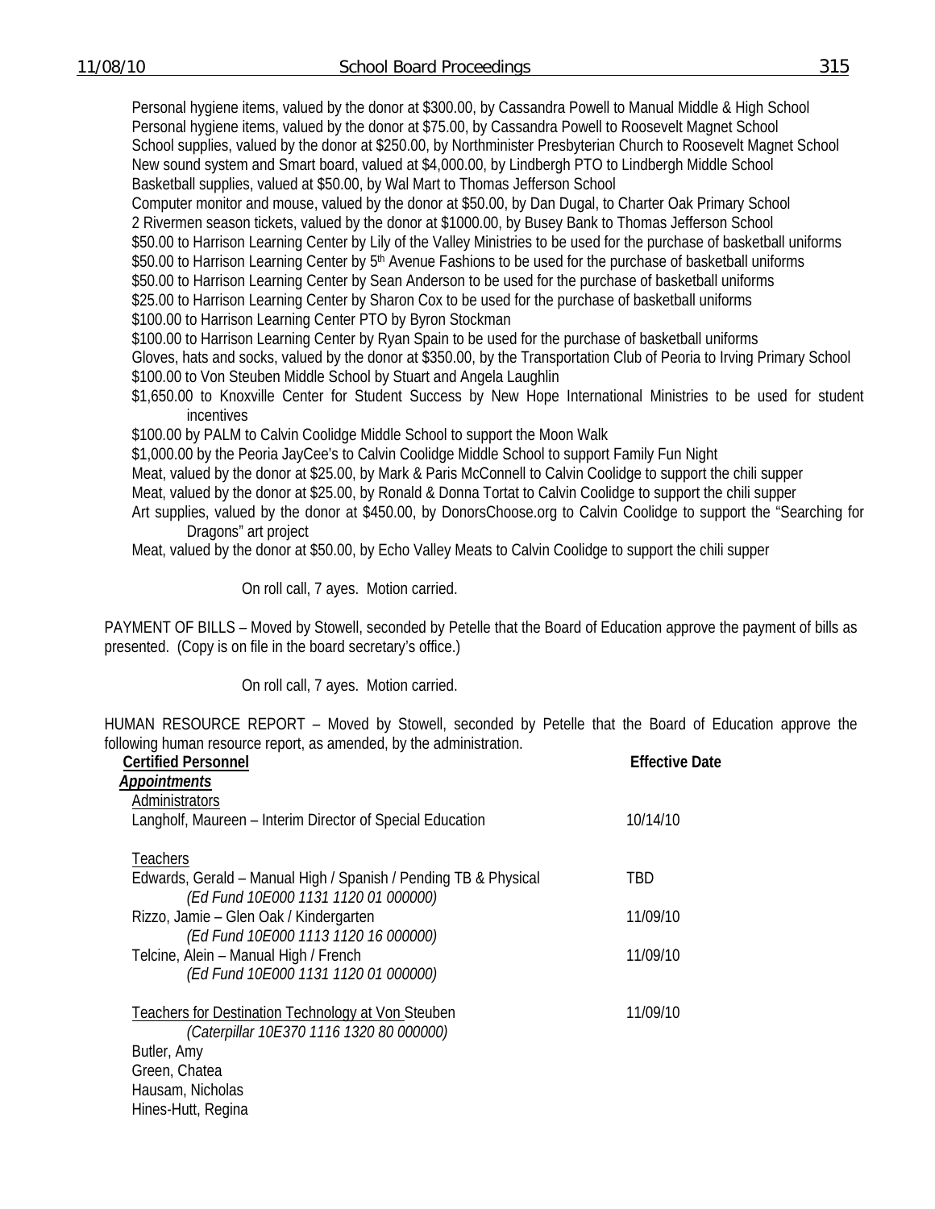Personal hygiene items, valued by the donor at $300.00, by Cassandra Powell to Manual Middle & High School
Personal hygiene items, valued by the donor at $75.00, by Cassandra Powell to Roosevelt Magnet School
School supplies, valued by the donor at $250.00, by Northminister Presbyterian Church to Roosevelt Magnet School
New sound system and Smart board, valued at $4,000.00, by Lindbergh PTO to Lindbergh Middle School
Basketball supplies, valued at $50.00, by Wal Mart to Thomas Jefferson School
Computer monitor and mouse, valued by the donor at $50.00, by Dan Dugal, to Charter Oak Primary School
2 Rivermen season tickets, valued by the donor at $1000.00, by Busey Bank to Thomas Jefferson School
$50.00 to Harrison Learning Center by Lily of the Valley Ministries to be used for the purchase of basketball uniforms
$50.00 to Harrison Learning Center by 5th Avenue Fashions to be used for the purchase of basketball uniforms
$50.00 to Harrison Learning Center by Sean Anderson to be used for the purchase of basketball uniforms
$25.00 to Harrison Learning Center by Sharon Cox to be used for the purchase of basketball uniforms
$100.00 to Harrison Learning Center PTO by Byron Stockman
$100.00 to Harrison Learning Center by Ryan Spain to be used for the purchase of basketball uniforms
Gloves, hats and socks, valued by the donor at $350.00, by the Transportation Club of Peoria to Irving Primary School
$100.00 to Von Steuben Middle School by Stuart and Angela Laughlin
$1,650.00 to Knoxville Center for Student Success by New Hope International Ministries to be used for student incentives
$100.00 by PALM to Calvin Coolidge Middle School to support the Moon Walk
$1,000.00 by the Peoria JayCee's to Calvin Coolidge Middle School to support Family Fun Night
Meat, valued by the donor at $25.00, by Mark & Paris McConnell to Calvin Coolidge to support the chili supper
Meat, valued by the donor at $25.00, by Ronald & Donna Tortat to Calvin Coolidge to support the chili supper
Art supplies, valued by the donor at $450.00, by DonorsChoose.org to Calvin Coolidge to support the "Searching for Dragons" art project
Meat, valued by the donor at $50.00, by Echo Valley Meats to Calvin Coolidge to support the chili supper

On roll call, 7 ayes. Motion carried.

PAYMENT OF BILLS – Moved by Stowell, seconded by Petelle that the Board of Education approve the payment of bills as presented. (Copy is on file in the board secretary's office.)

On roll call, 7 ayes. Motion carried.

HUMAN RESOURCE REPORT – Moved by Stowell, seconded by Petelle that the Board of Education approve the following human resource report, as amended, by the administration.

| **Certified Personnel** | **Effective Date** |
|---|---|
| ***Appointments*** | |
| Administrators | |
| Langholf, Maureen – Interim Director of Special Education | 10/14/10 |
| | |
| Teachers | |
| Edwards, Gerald – Manual High / Spanish / Pending TB & Physical *(Ed Fund 10E000 1131 1120 01 000000)* | TBD |
| Rizzo, Jamie – Glen Oak / Kindergarten *(Ed Fund 10E000 1113 1120 16 000000)* | 11/09/10 |
| Telcine, Alein – Manual High / French *(Ed Fund 10E000 1131 1120 01 000000)* | 11/09/10 |
| | |
| Teachers for Destination Technology at Von Steuben *(Caterpillar 10E370 1116 1320 80 000000)* | 11/09/10 |
| Butler, Amy | |
| Green, Chatea | |
| Hausam, Nicholas | |
| Hines-Hutt, Regina | |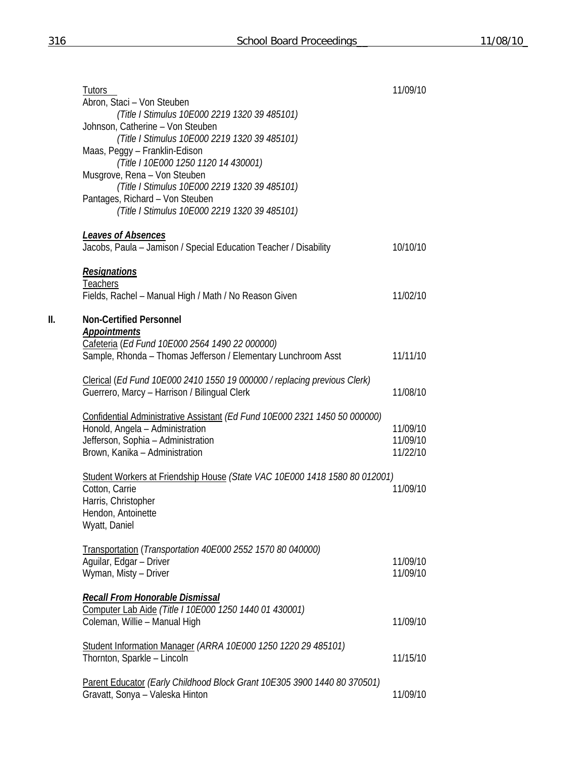Tutors 11/09/10

Abron, Staci – Von Steuben
*(Title I Stimulus 10E000 2219 1320 39 485101)*

Johnson, Catherine – Von Steuben
*(Title I Stimulus 10E000 2219 1320 39 485101)*

Maas, Peggy – Franklin-Edison
*(Title I 10E000 1250 1120 14 430001)*

Musgrove, Rena – Von Steuben
*(Title I Stimulus 10E000 2219 1320 39 485101)*

Pantages, Richard – Von Steuben
*(Title I Stimulus 10E000 2219 1320 39 485101)*

***Leaves of Absences***

Jacobs, Paula – Jamison / Special Education Teacher / Disability 10/10/10

***Resignations***

Teachers

Fields, Rachel – Manual High / Math / No Reason Given 11/02/10

## II. Non-Certified Personnel

***Appointments***

Cafeteria (*Ed Fund 10E000 2564 1490 22 000000)*

Sample, Rhonda – Thomas Jefferson / Elementary Lunchroom Asst 11/11/10

Clerical (*Ed Fund 10E000 2410 1550 19 000000 / replacing previous Clerk)*

Guerrero, Marcy – Harrison / Bilingual Clerk 11/08/10

Confidential Administrative Assistant *(Ed Fund 10E000 2321 1450 50 000000)*

Honold, Angela – Administration 11/09/10
Jefferson, Sophia – Administration 11/09/10
Brown, Kanika – Administration 11/22/10

Student Workers at Friendship House *(State VAC 10E000 1418 1580 80 012001)*

Cotton, Carrie 11/09/10
Harris, Christopher
Hendon, Antoinette
Wyatt, Daniel

Transportation (*Transportation 40E000 2552 1570 80 040000)*

Aguilar, Edgar – Driver 11/09/10
Wyman, Misty – Driver 11/09/10

***Recall From Honorable Dismissal***

Computer Lab Aide *(Title I 10E000 1250 1440 01 430001)*

Coleman, Willie – Manual High 11/09/10

Student Information Manager *(ARRA 10E000 1250 1220 29 485101)*

Thornton, Sparkle – Lincoln 11/15/10

Parent Educator *(Early Childhood Block Grant 10E305 3900 1440 80 370501)*

Gravatt, Sonya – Valeska Hinton 11/09/10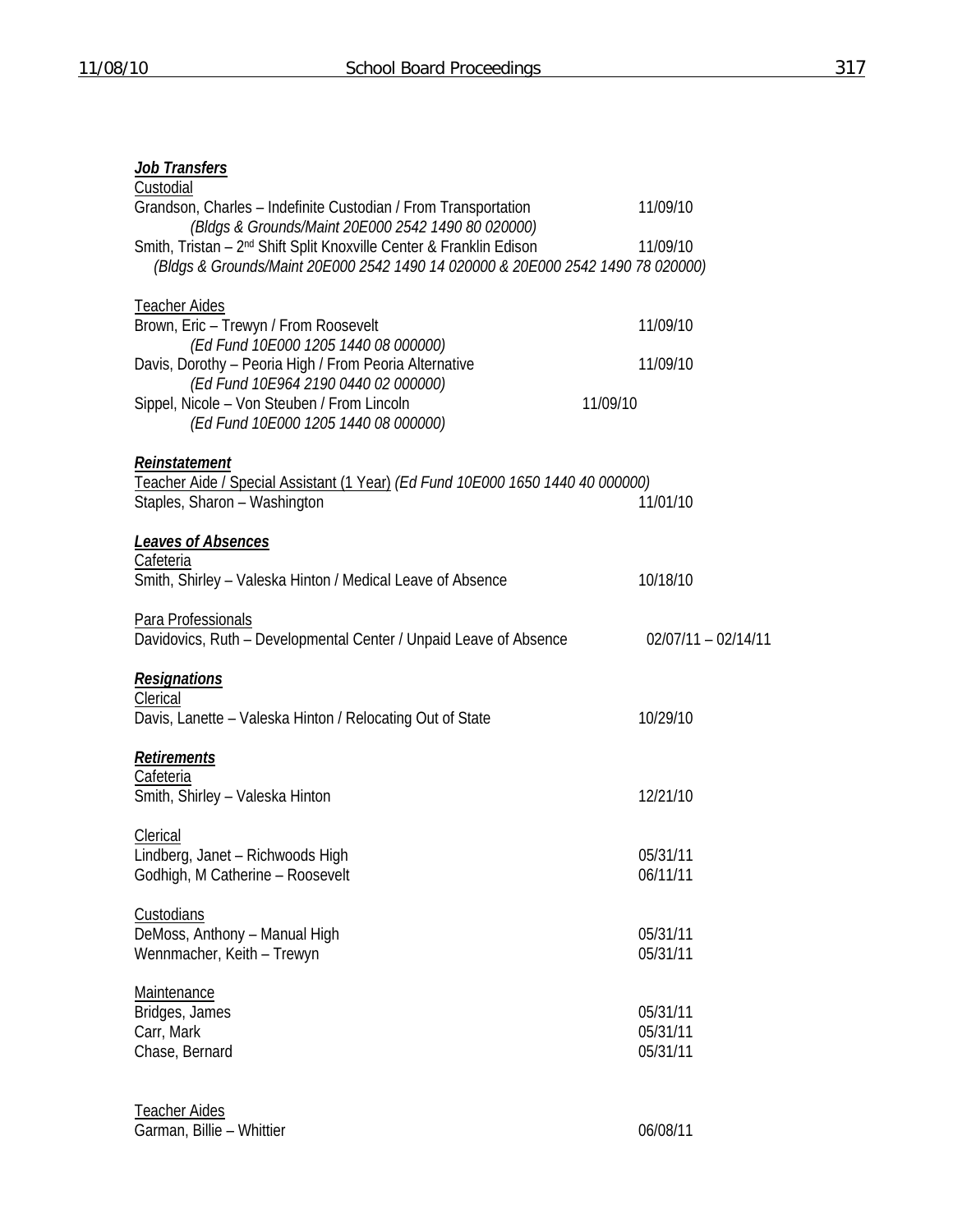***Job Transfers***

Custodial

Grandson, Charles – Indefinite Custodian / From Transportation 11/09/10
*(Bldgs & Grounds/Maint 20E000 2542 1490 80 020000)*

Smith, Tristan – 2nd Shift Split Knoxville Center & Franklin Edison 11/09/10
*(Bldgs & Grounds/Maint 20E000 2542 1490 14 020000 & 20E000 2542 1490 78 020000)*

Teacher Aides

Brown, Eric – Trewyn / From Roosevelt 11/09/10
*(Ed Fund 10E000 1205 1440 08 000000)*

Davis, Dorothy – Peoria High / From Peoria Alternative 11/09/10
*(Ed Fund 10E964 2190 0440 02 000000)*

Sippel, Nicole – Von Steuben / From Lincoln 11/09/10
*(Ed Fund 10E000 1205 1440 08 000000)*

***Reinstatement***

Teacher Aide / Special Assistant (1 Year) *(Ed Fund 10E000 1650 1440 40 000000)*

Staples, Sharon – Washington 11/01/10

***Leaves of Absences***

Cafeteria

Smith, Shirley – Valeska Hinton / Medical Leave of Absence 10/18/10

Para Professionals

Davidovics, Ruth – Developmental Center / Unpaid Leave of Absence 02/07/11 – 02/14/11

***Resignations***

Clerical

Davis, Lanette – Valeska Hinton / Relocating Out of State 10/29/10

***Retirements***

Cafeteria

Smith, Shirley – Valeska Hinton 12/21/10

Clerical

Lindberg, Janet – Richwoods High 05/31/11
Godhigh, M Catherine – Roosevelt 06/11/11

Custodians

DeMoss, Anthony – Manual High 05/31/11
Wennmacher, Keith – Trewyn 05/31/11

Maintenance

Bridges, James 05/31/11
Carr, Mark 05/31/11
Chase, Bernard 05/31/11

Teacher Aides

Garman, Billie – Whittier 06/08/11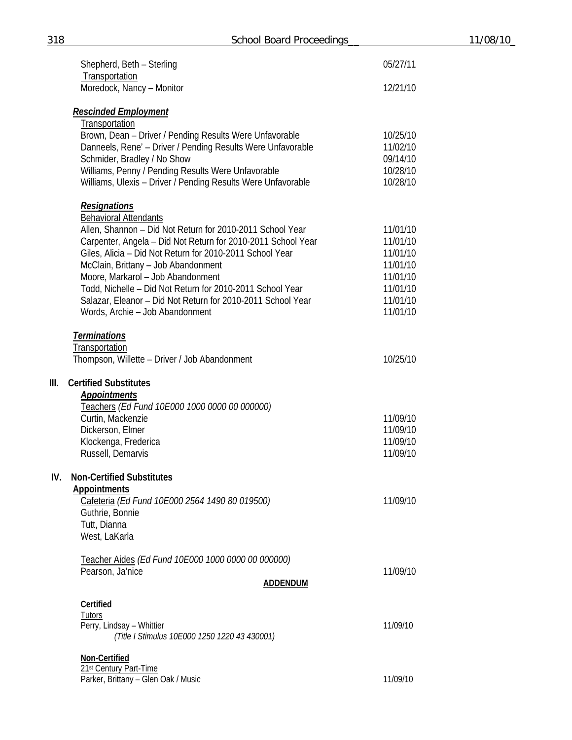Shepherd, Beth – Sterling 05/27/11

Transportation

Moredock, Nancy – Monitor 12/21/10

***Rescinded Employment***

Transportation

| | |
|---|---|
| Brown, Dean – Driver / Pending Results Were Unfavorable | 10/25/10 |
| Danneels, Rene' – Driver / Pending Results Were Unfavorable | 11/02/10 |
| Schmider, Bradley / No Show | 09/14/10 |
| Williams, Penny / Pending Results Were Unfavorable | 10/28/10 |
| Williams, Ulexis – Driver / Pending Results Were Unfavorable | 10/28/10 |

***Resignations***

Behavioral Attendants

| | |
|---|---|
| Allen, Shannon – Did Not Return for 2010-2011 School Year | 11/01/10 |
| Carpenter, Angela – Did Not Return for 2010-2011 School Year | 11/01/10 |
| Giles, Alicia – Did Not Return for 2010-2011 School Year | 11/01/10 |
| McClain, Brittany – Job Abandonment | 11/01/10 |
| Moore, Markarol – Job Abandonment | 11/01/10 |
| Todd, Nichelle – Did Not Return for 2010-2011 School Year | 11/01/10 |
| Salazar, Eleanor – Did Not Return for 2010-2011 School Year | 11/01/10 |
| Words, Archie – Job Abandonment | 11/01/10 |

***Terminations***

Transportation

Thompson, Willette – Driver / Job Abandonment 10/25/10

**III. Certified Substitutes**

***Appointments***

Teachers *(Ed Fund 10E000 1000 0000 00 000000)*

| | |
|---|---|
| Curtin, Mackenzie | 11/09/10 |
| Dickerson, Elmer | 11/09/10 |
| Klockenga, Frederica | 11/09/10 |
| Russell, Demarvis | 11/09/10 |

**IV. Non-Certified Substitutes**

**Appointments**

Cafeteria *(Ed Fund 10E000 2564 1490 80 019500)* 11/09/10

Guthrie, Bonnie

Tutt, Dianna

West, LaKarla

Teacher Aides *(Ed Fund 10E000 1000 0000 00 000000)*

Pearson, Ja'nice 11/09/10

**ADDENDUM**

**Certified**

Tutors

Perry, Lindsay – Whittier 11/09/10

*(Title I Stimulus 10E000 1250 1220 43 430001)*

**Non-Certified**

21st Century Part-Time

Parker, Brittany – Glen Oak / Music 11/09/10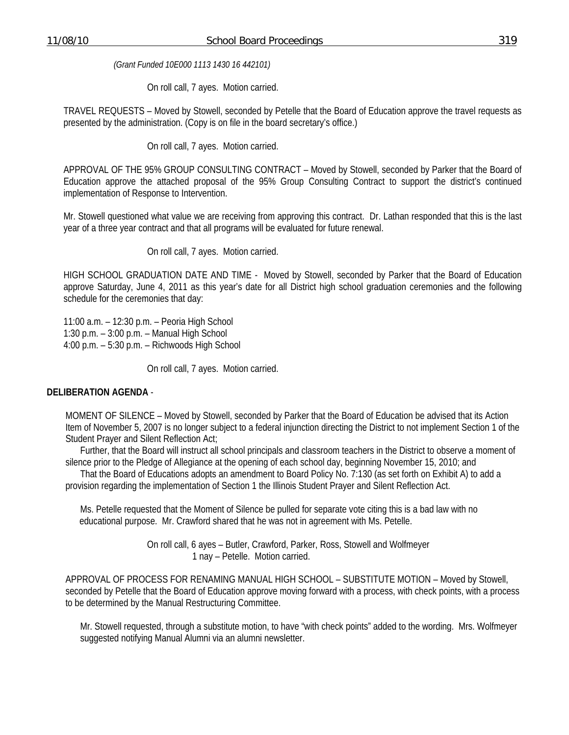*(Grant Funded 10E000 1113 1430 16 442101)*

On roll call, 7 ayes. Motion carried.

TRAVEL REQUESTS – Moved by Stowell, seconded by Petelle that the Board of Education approve the travel requests as presented by the administration. (Copy is on file in the board secretary's office.)

On roll call, 7 ayes. Motion carried.

APPROVAL OF THE 95% GROUP CONSULTING CONTRACT – Moved by Stowell, seconded by Parker that the Board of Education approve the attached proposal of the 95% Group Consulting Contract to support the district's continued implementation of Response to Intervention.

Mr. Stowell questioned what value we are receiving from approving this contract. Dr. Lathan responded that this is the last year of a three year contract and that all programs will be evaluated for future renewal.

On roll call, 7 ayes. Motion carried.

HIGH SCHOOL GRADUATION DATE AND TIME - Moved by Stowell, seconded by Parker that the Board of Education approve Saturday, June 4, 2011 as this year's date for all District high school graduation ceremonies and the following schedule for the ceremonies that day:

11:00 a.m. – 12:30 p.m. – Peoria High School
1:30 p.m. – 3:00 p.m. – Manual High School
4:00 p.m. – 5:30 p.m. – Richwoods High School

On roll call, 7 ayes. Motion carried.

**DELIBERATION AGENDA** -

MOMENT OF SILENCE – Moved by Stowell, seconded by Parker that the Board of Education be advised that its Action Item of November 5, 2007 is no longer subject to a federal injunction directing the District to not implement Section 1 of the Student Prayer and Silent Reflection Act;

Further, that the Board will instruct all school principals and classroom teachers in the District to observe a moment of silence prior to the Pledge of Allegiance at the opening of each school day, beginning November 15, 2010; and

That the Board of Educations adopts an amendment to Board Policy No. 7:130 (as set forth on Exhibit A) to add a provision regarding the implementation of Section 1 the Illinois Student Prayer and Silent Reflection Act.

Ms. Petelle requested that the Moment of Silence be pulled for separate vote citing this is a bad law with no educational purpose. Mr. Crawford shared that he was not in agreement with Ms. Petelle.

On roll call, 6 ayes – Butler, Crawford, Parker, Ross, Stowell and Wolfmeyer
1 nay – Petelle. Motion carried.

APPROVAL OF PROCESS FOR RENAMING MANUAL HIGH SCHOOL – SUBSTITUTE MOTION – Moved by Stowell, seconded by Petelle that the Board of Education approve moving forward with a process, with check points, with a process to be determined by the Manual Restructuring Committee.

Mr. Stowell requested, through a substitute motion, to have "with check points" added to the wording. Mrs. Wolfmeyer suggested notifying Manual Alumni via an alumni newsletter.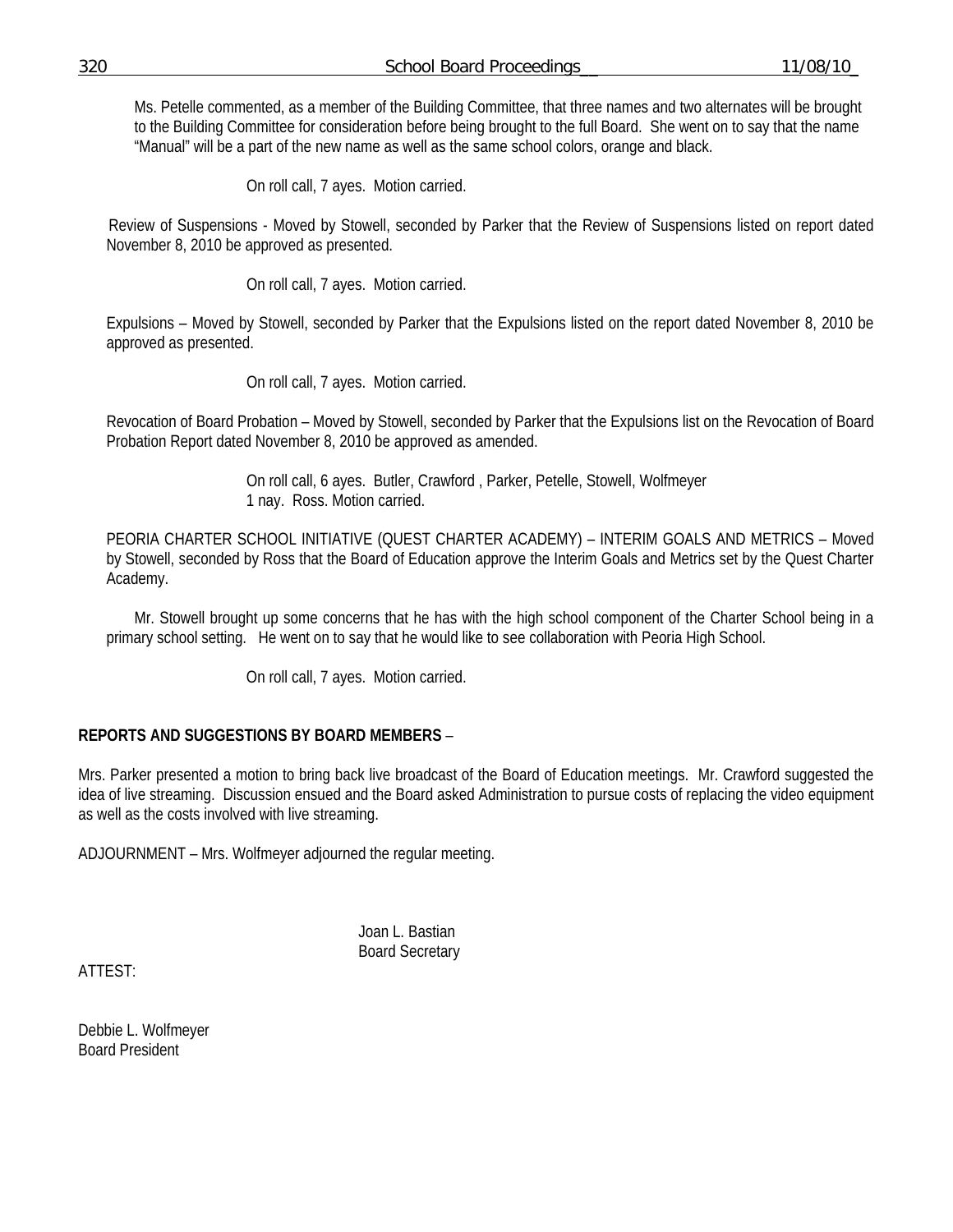Ms. Petelle commented, as a member of the Building Committee, that three names and two alternates will be brought to the Building Committee for consideration before being brought to the full Board. She went on to say that the name "Manual" will be a part of the new name as well as the same school colors, orange and black.

On roll call, 7 ayes. Motion carried.

Review of Suspensions - Moved by Stowell, seconded by Parker that the Review of Suspensions listed on report dated November 8, 2010 be approved as presented.

On roll call, 7 ayes. Motion carried.

Expulsions – Moved by Stowell, seconded by Parker that the Expulsions listed on the report dated November 8, 2010 be approved as presented.

On roll call, 7 ayes. Motion carried.

Revocation of Board Probation – Moved by Stowell, seconded by Parker that the Expulsions list on the Revocation of Board Probation Report dated November 8, 2010 be approved as amended.

On roll call, 6 ayes. Butler, Crawford , Parker, Petelle, Stowell, Wolfmeyer
1 nay. Ross. Motion carried.

PEORIA CHARTER SCHOOL INITIATIVE (QUEST CHARTER ACADEMY) – INTERIM GOALS AND METRICS – Moved by Stowell, seconded by Ross that the Board of Education approve the Interim Goals and Metrics set by the Quest Charter Academy.

Mr. Stowell brought up some concerns that he has with the high school component of the Charter School being in a primary school setting. He went on to say that he would like to see collaboration with Peoria High School.

On roll call, 7 ayes. Motion carried.

**REPORTS AND SUGGESTIONS BY BOARD MEMBERS** –

Mrs. Parker presented a motion to bring back live broadcast of the Board of Education meetings. Mr. Crawford suggested the idea of live streaming. Discussion ensued and the Board asked Administration to pursue costs of replacing the video equipment as well as the costs involved with live streaming.

ADJOURNMENT – Mrs. Wolfmeyer adjourned the regular meeting.

Joan L. Bastian
Board Secretary

ATTEST:

Debbie L. Wolfmeyer
Board President